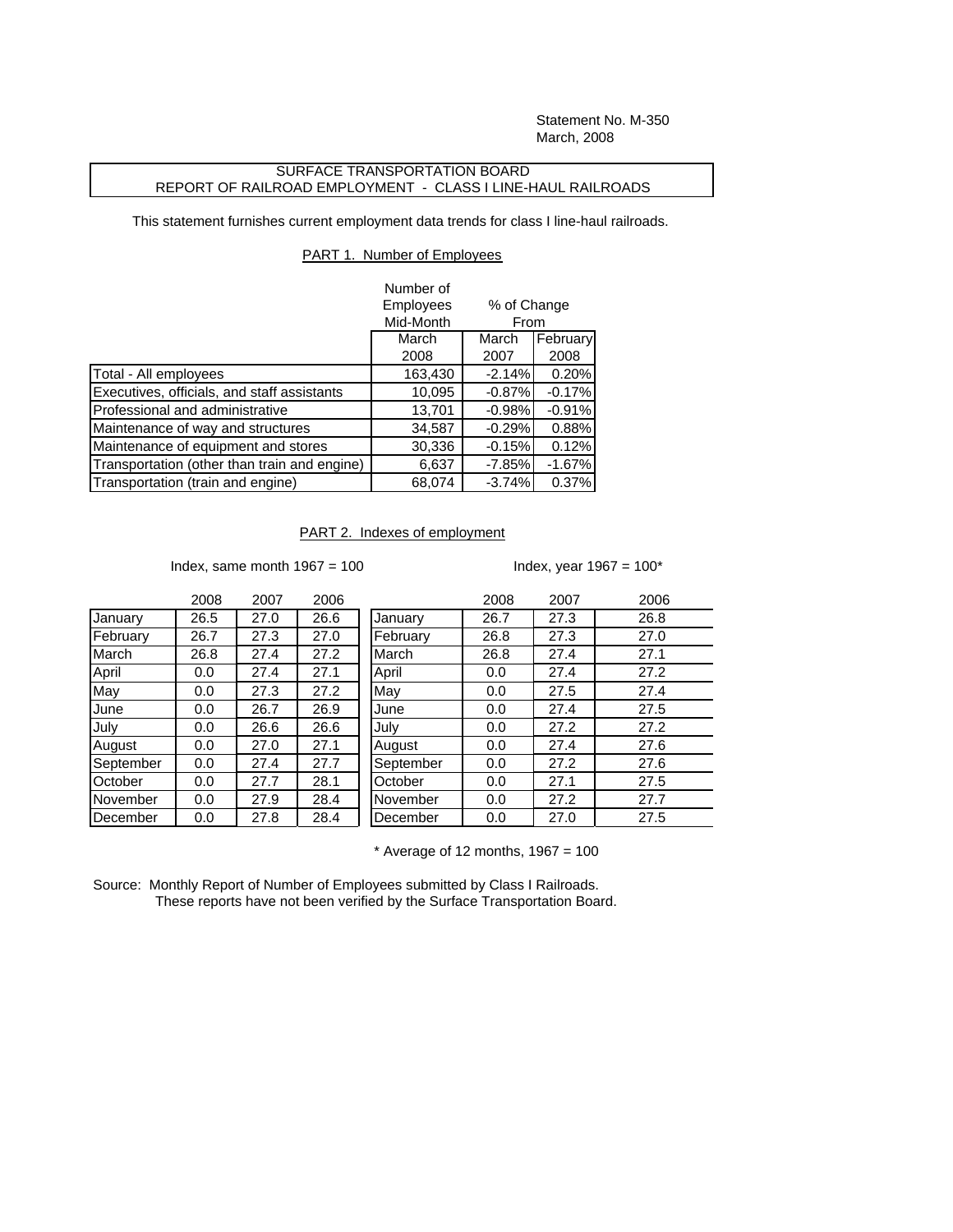Statement No. M-350
March, 2008

# SURFACE TRANSPORTATION BOARD
## REPORT OF RAILROAD EMPLOYMENT - CLASS I LINE-HAUL RAILROADS

This statement furnishes current employment data trends for class I line-haul railroads.

### PART 1. Number of Employees

| | Number of Employees Mid-Month | % of Change From | |
|---|---|---|---|
| | March 2008 | March 2007 | February 2008 |
| Total - All employees | 163,430 | -2.14% | 0.20% |
| Executives, officials, and staff assistants | 10,095 | -0.87% | -0.17% |
| Professional and administrative | 13,701 | -0.98% | -0.91% |
| Maintenance of way and structures | 34,587 | -0.29% | 0.88% |
| Maintenance of equipment and stores | 30,336 | -0.15% | 0.12% |
| Transportation (other than train and engine) | 6,637 | -7.85% | -1.67% |
| Transportation (train and engine) | 68,074 | -3.74% | 0.37% |

### PART 2. Indexes of employment

Index, same month 1967 = 100

| | 2008 | 2007 | 2006 |
|---|---|---|---|
| January | 26.5 | 27.0 | 26.6 |
| February | 26.7 | 27.3 | 27.0 |
| March | 26.8 | 27.4 | 27.2 |
| April | 0.0 | 27.4 | 27.1 |
| May | 0.0 | 27.3 | 27.2 |
| June | 0.0 | 26.7 | 26.9 |
| July | 0.0 | 26.6 | 26.6 |
| August | 0.0 | 27.0 | 27.1 |
| September | 0.0 | 27.4 | 27.7 |
| October | 0.0 | 27.7 | 28.1 |
| November | 0.0 | 27.9 | 28.4 |
| December | 0.0 | 27.8 | 28.4 |

Index, year 1967 = 100*

| | 2008 | 2007 | 2006 |
|---|---|---|---|
| January | 26.7 | 27.3 | 26.8 |
| February | 26.8 | 27.3 | 27.0 |
| March | 26.8 | 27.4 | 27.1 |
| April | 0.0 | 27.4 | 27.2 |
| May | 0.0 | 27.5 | 27.4 |
| June | 0.0 | 27.4 | 27.5 |
| July | 0.0 | 27.2 | 27.2 |
| August | 0.0 | 27.4 | 27.6 |
| September | 0.0 | 27.2 | 27.6 |
| October | 0.0 | 27.1 | 27.5 |
| November | 0.0 | 27.2 | 27.7 |
| December | 0.0 | 27.0 | 27.5 |

* Average of 12 months, 1967 = 100

Source: Monthly Report of Number of Employees submitted by Class I Railroads.
These reports have not been verified by the Surface Transportation Board.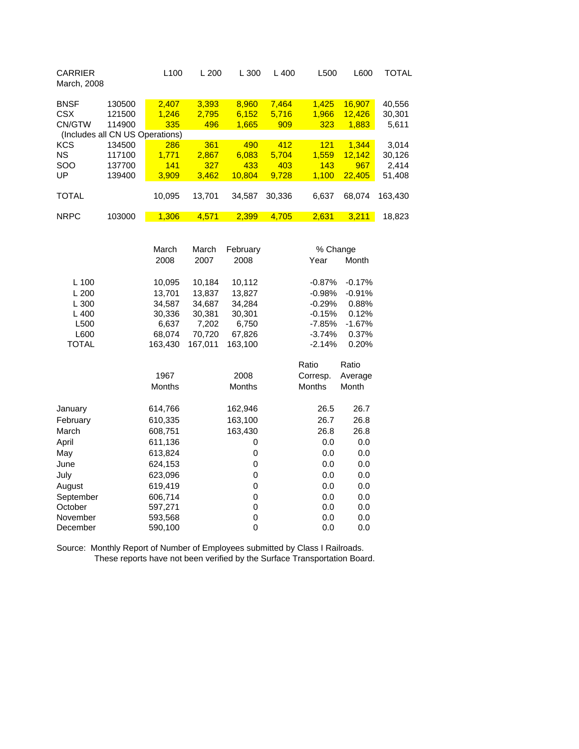| CARRIER<br>March, 2008 | | L100 | L 200 | L 300 | L 400 | L500 | L600 | TOTAL |
|---|---|---|---|---|---|---|---|---|
| BNSF | 130500 | 2,407 | 3,393 | 8,960 | 7,464 | 1,425 | 16,907 | 40,556 |
| CSX | 121500 | 1,246 | 2,795 | 6,152 | 5,716 | 1,966 | 12,426 | 30,301 |
| CN/GTW | 114900 | 335 | 496 | 1,665 | 909 | 323 | 1,883 | 5,611 |
| (Includes all CN US Operations) | | | | | | | | |
| KCS | 134500 | 286 | 361 | 490 | 412 | 121 | 1,344 | 3,014 |
| NS | 117100 | 1,771 | 2,867 | 6,083 | 5,704 | 1,559 | 12,142 | 30,126 |
| SOO | 137700 | 141 | 327 | 433 | 403 | 143 | 967 | 2,414 |
| UP | 139400 | 3,909 | 3,462 | 10,804 | 9,728 | 1,100 | 22,405 | 51,408 |
| TOTAL | | 10,095 | 13,701 | 34,587 | 30,336 | 6,637 | 68,074 | 163,430 |
| NRPC | 103000 | 1,306 | 4,571 | 2,399 | 4,705 | 2,631 | 3,211 | 18,823 |

| | March 2008 | March 2007 | February 2008 | % Change Year | % Change Month |
|---|---|---|---|---|---|
| L 100 | 10,095 | 10,184 | 10,112 | -0.87% | -0.17% |
| L 200 | 13,701 | 13,837 | 13,827 | -0.98% | -0.91% |
| L 300 | 34,587 | 34,687 | 34,284 | -0.29% | 0.88% |
| L 400 | 30,336 | 30,381 | 30,301 | -0.15% | 0.12% |
| L500 | 6,637 | 7,202 | 6,750 | -7.85% | -1.67% |
| L600 | 68,074 | 70,720 | 67,826 | -3.74% | 0.37% |
| TOTAL | 163,430 | 167,011 | 163,100 | -2.14% | 0.20% |

| | 1967 Months | 2008 Months | Ratio Corresp. Months | Ratio Average Month |
|---|---|---|---|---|
| January | 614,766 | 162,946 | 26.5 | 26.7 |
| February | 610,335 | 163,100 | 26.7 | 26.8 |
| March | 608,751 | 163,430 | 26.8 | 26.8 |
| April | 611,136 | 0 | 0.0 | 0.0 |
| May | 613,824 | 0 | 0.0 | 0.0 |
| June | 624,153 | 0 | 0.0 | 0.0 |
| July | 623,096 | 0 | 0.0 | 0.0 |
| August | 619,419 | 0 | 0.0 | 0.0 |
| September | 606,714 | 0 | 0.0 | 0.0 |
| October | 597,271 | 0 | 0.0 | 0.0 |
| November | 593,568 | 0 | 0.0 | 0.0 |
| December | 590,100 | 0 | 0.0 | 0.0 |

Source: Monthly Report of Number of Employees submitted by Class I Railroads.
These reports have not been verified by the Surface Transportation Board.